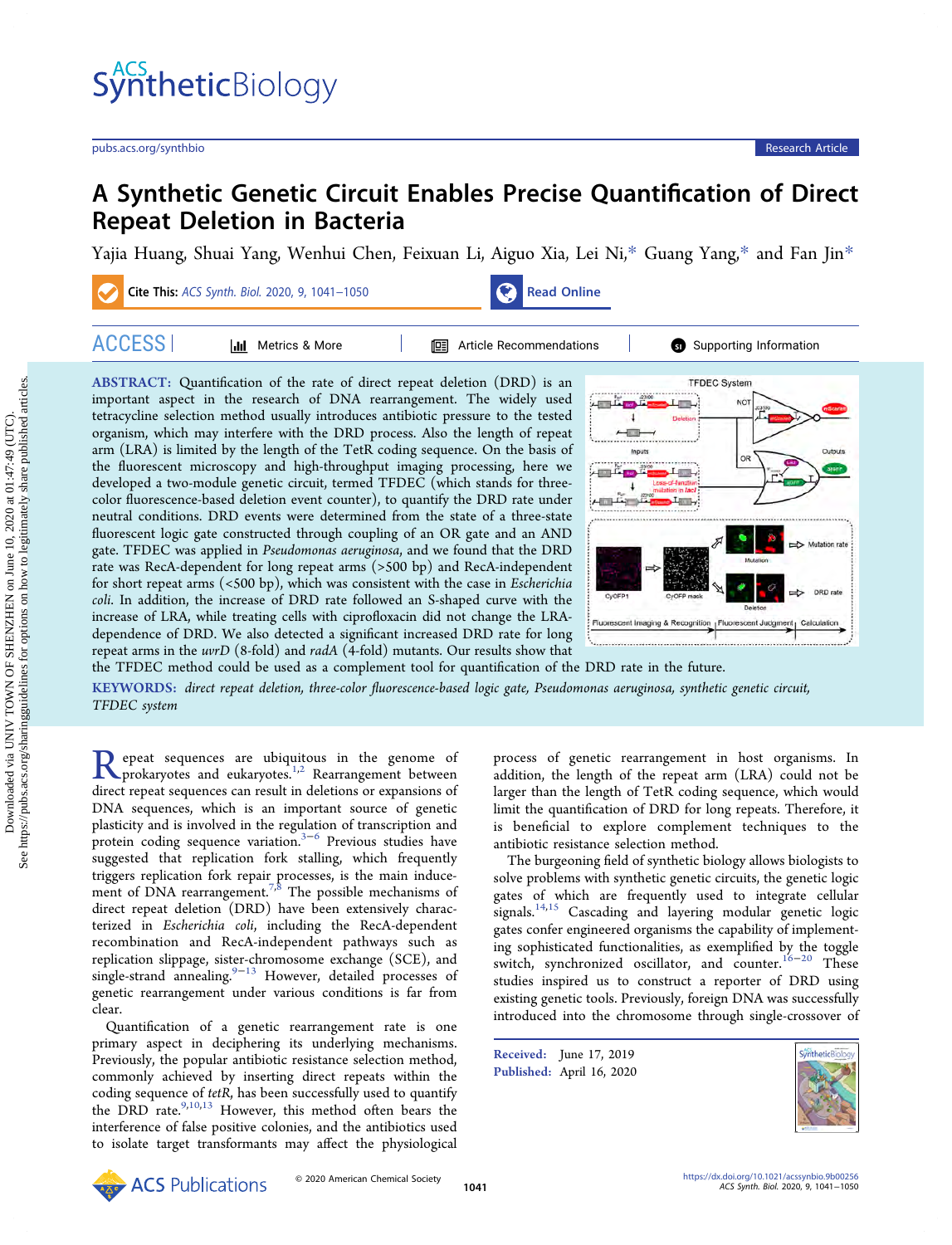# A Synthetic Genetic Circuit Enables Precise Quantification of Direct Repeat Deletion in Bacteria

Yajia Huang, Shuai Yang, Wenhui Chen, Feixuan Li, Aiguo Xia, Lei Ni,* Guang Yang,* and Fan Jin*

**ABSTRACT:** Quantification of the rate of direct repeat deletion (DRD) is an important aspect in the research of DNA rearrangement. The widely used tetracycline selection method usually introduces antibiotic pressure to the tested organism, which may interfere with the DRD process. Also the length of repeat arm (LRA) is limited by the length of the TetR coding sequence. On the basis of the fluorescent microscopy and high-throughput imaging processing, here we developed a two-module genetic circuit, termed TFDEC (which stands for three-color fluorescence-based deletion event counter), to quantify the DRD rate under neutral conditions. DRD events were determined from the state of a three-state fluorescent logic gate constructed through coupling of an OR gate and an AND gate. TFDEC was applied in *Pseudomonas aeruginosa*, and we found that the DRD rate was RecA-dependent for long repeat arms (>500 bp) and RecA-independent for short repeat arms (<500 bp), which was consistent with the case in *Escherichia coli*. In addition, the increase of DRD rate followed an S-shaped curve with the increase of LRA, while treating cells with ciprofloxacin did not change the LRA-dependence of DRD. We also detected a significant increased DRD rate for long repeat arms in the *uvrD* (8-fold) and *radA* (4-fold) mutants. Our results show that the TFDEC method could be used as a complement tool for quantification of the DRD rate in the future.

**KEYWORDS:** *direct repeat deletion, three-color fluorescence-based logic gate, Pseudomonas aeruginosa, synthetic genetic circuit, TFDEC system*

Repeat sequences are ubiquitous in the genome of prokaryotes and eukaryotes.[1,2] Rearrangement between direct repeat sequences can result in deletions or expansions of DNA sequences, which is an important source of genetic plasticity and is involved in the regulation of transcription and protein coding sequence variation.[3−6] Previous studies have suggested that replication fork stalling, which frequently triggers replication fork repair processes, is the main inducement of DNA rearrangement.[7,8] The possible mechanisms of direct repeat deletion (DRD) have been extensively characterized in *Escherichia coli*, including the RecA-dependent recombination and RecA-independent pathways such as replication slippage, sister-chromosome exchange (SCE), and single-strand annealing.[9−13] However, detailed processes of genetic rearrangement under various conditions is far from clear.

Quantification of a genetic rearrangement rate is one primary aspect in deciphering its underlying mechanisms. Previously, the popular antibiotic resistance selection method, commonly achieved by inserting direct repeats within the coding sequence of *tetR*, has been successfully used to quantify the DRD rate.[9,10,13] However, this method often bears the interference of false positive colonies, and the antibiotics used to isolate target transformants may affect the physiological process of genetic rearrangement in host organisms. In addition, the length of the repeat arm (LRA) could not be larger than the length of TetR coding sequence, which would limit the quantification of DRD for long repeats. Therefore, it is beneficial to explore complement techniques to the antibiotic resistance selection method.

The burgeoning field of synthetic biology allows biologists to solve problems with synthetic genetic circuits, the genetic logic gates of which are frequently used to integrate cellular signals.[14,15] Cascading and layering modular genetic logic gates confer engineered organisms the capability of implementing sophisticated functionalities, as exemplified by the toggle switch, synchronized oscillator, and counter.[16−20] These studies inspired us to construct a reporter of DRD using existing genetic tools. Previously, foreign DNA was successfully introduced into the chromosome through single-crossover of

Received: June 17, 2019
Published: April 16, 2020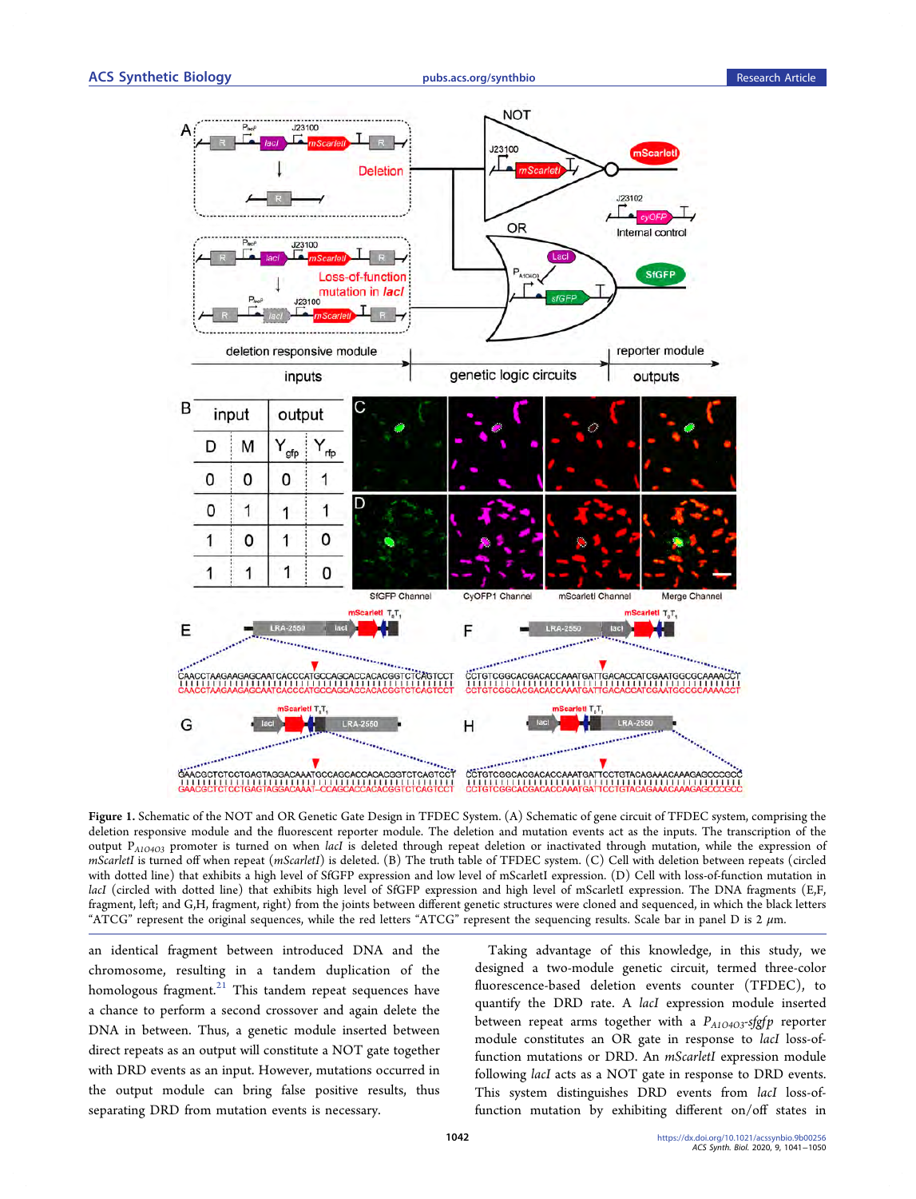**Figure 1.** Schematic of the NOT and OR Genetic Gate Design in TFDEC System. (A) Schematic of gene circuit of TFDEC system, comprising the deletion responsive module and the fluorescent reporter module. The deletion and mutation events act as the inputs. The transcription of the output $P_{A1O4O3}$ promoter is turned on when *lacI* is deleted through repeat deletion or inactivated through mutation, while the expression of *mScarletI* is turned off when repeat (*mScarletI*) is deleted. (B) The truth table of TFDEC system. (C) Cell with deletion between repeats (circled with dotted line) that exhibits a high level of SfGFP expression and low level of mScarletI expression. (D) Cell with loss-of-function mutation in *lacI* (circled with dotted line) that exhibits high level of SfGFP expression and high level of mScarletI expression. The DNA fragments (E,F, fragment, left; and G,H, fragment, right) from the joints between different genetic structures were cloned and sequenced, in which the black letters "ATCG" represent the original sequences, while the red letters "ATCG" represent the sequencing results. Scale bar in panel D is 2 μm.

an identical fragment between introduced DNA and the chromosome, resulting in a tandem duplication of the homologous fragment.[21] This tandem repeat sequences have a chance to perform a second crossover and again delete the DNA in between. Thus, a genetic module inserted between direct repeats as an output will constitute a NOT gate together with DRD events as an input. However, mutations occurred in the output module can bring false positive results, thus separating DRD from mutation events is necessary.

Taking advantage of this knowledge, in this study, we designed a two-module genetic circuit, termed three-color fluorescence-based deletion events counter (TFDEC), to quantify the DRD rate. A *lacI* expression module inserted between repeat arms together with a $P_{A1O4O3}$-*sfgfp* reporter module constitutes an OR gate in response to *lacI* loss-of-function mutations or DRD. An *mScarletI* expression module following *lacI* acts as a NOT gate in response to DRD events. This system distinguishes DRD events from *lacI* loss-of-function mutation by exhibiting different on/off states in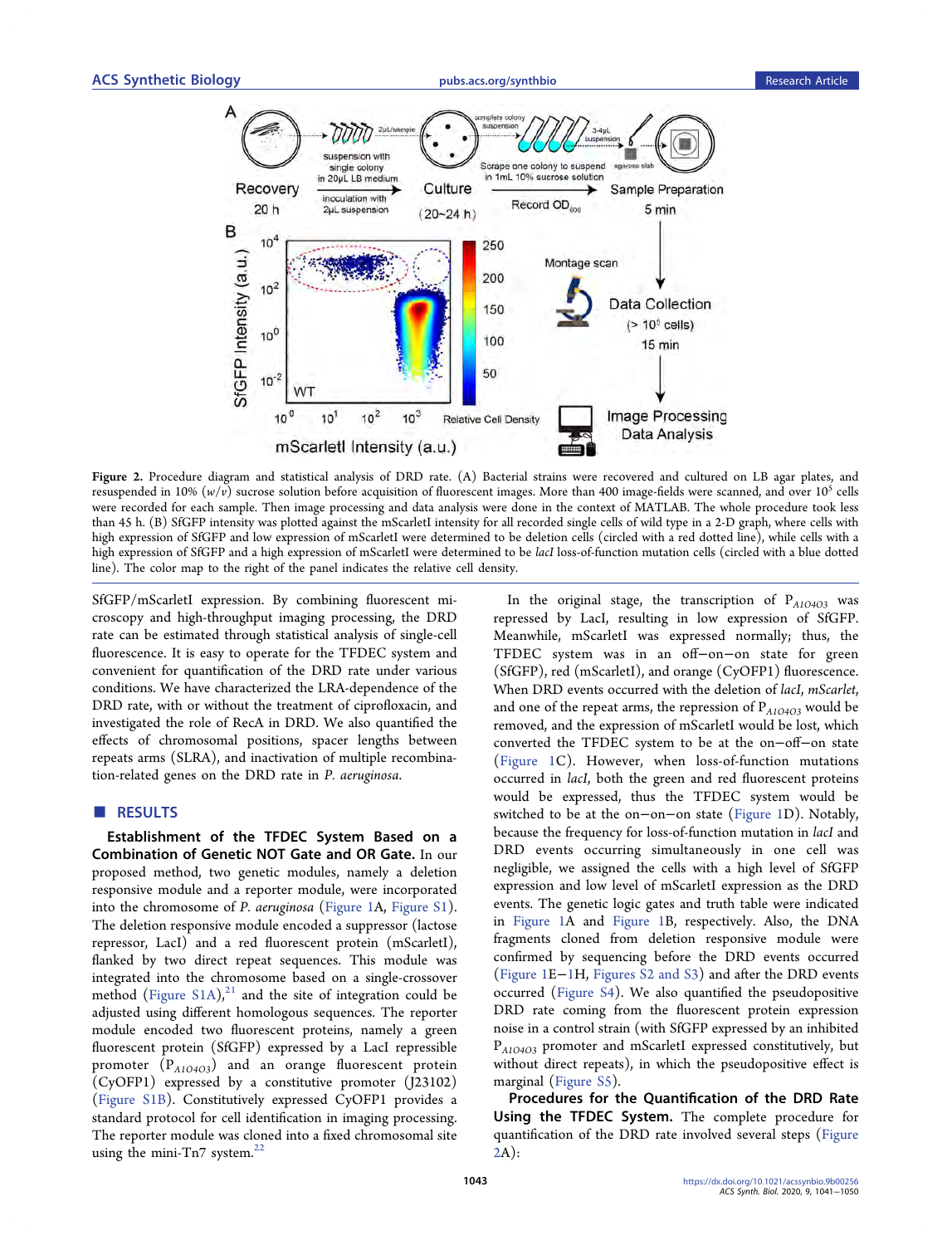Figure 2. Procedure diagram and statistical analysis of DRD rate. (A) Bacterial strains were recovered and cultured on LB agar plates, and resuspended in 10% (*w*/*v*) sucrose solution before acquisition of fluorescent images. More than 400 image-fields were scanned, and over $10^5$ cells were recorded for each sample. Then image processing and data analysis were done in the context of MATLAB. The whole procedure took less than 45 h. (B) SfGFP intensity was plotted against the mScarletI intensity for all recorded single cells of wild type in a 2-D graph, where cells with high expression of SfGFP and low expression of mScarletI were determined to be deletion cells (circled with a red dotted line), while cells with a high expression of SfGFP and a high expression of mScarletI were determined to be *lacI* loss-of-function mutation cells (circled with a blue dotted line). The color map to the right of the panel indicates the relative cell density.

SfGFP/mScarletI expression. By combining fluorescent microscopy and high-throughput imaging processing, the DRD rate can be estimated through statistical analysis of single-cell fluorescence. It is easy to operate for the TFDEC system and convenient for quantification of the DRD rate under various conditions. We have characterized the LRA-dependence of the DRD rate, with or without the treatment of ciprofloxacin, and investigated the role of RecA in DRD. We also quantified the effects of chromosomal positions, spacer lengths between repeats arms (SLRA), and inactivation of multiple recombination-related genes on the DRD rate in *P. aeruginosa*.

## RESULTS

**Establishment of the TFDEC System Based on a Combination of Genetic NOT Gate and OR Gate.** In our proposed method, two genetic modules, namely a deletion responsive module and a reporter module, were incorporated into the chromosome of *P. aeruginosa* (Figure 1A, Figure S1). The deletion responsive module encoded a suppressor (lactose repressor, LacI) and a red fluorescent protein (mScarletI), flanked by two direct repeat sequences. This module was integrated into the chromosome based on a single-crossover method (Figure S1A),[21] and the site of integration could be adjusted using different homologous sequences. The reporter module encoded two fluorescent proteins, namely a green fluorescent protein (SfGFP) expressed by a LacI repressible promoter ($P_{A1O4O3}$) and an orange fluorescent protein (CyOFP1) expressed by a constitutive promoter (J23102) (Figure S1B). Constitutively expressed CyOFP1 provides a standard protocol for cell identification in imaging processing. The reporter module was cloned into a fixed chromosomal site using the mini-Tn7 system.[22]

In the original stage, the transcription of $P_{A1O4O3}$ was repressed by LacI, resulting in low expression of SfGFP. Meanwhile, mScarletI was expressed normally; thus, the TFDEC system was in an off−on−on state for green (SfGFP), red (mScarletI), and orange (CyOFP1) fluorescence. When DRD events occurred with the deletion of *lacI*, *mScarlet*, and one of the repeat arms, the repression of $P_{A1O4O3}$ would be removed, and the expression of mScarletI would be lost, which converted the TFDEC system to be at the on−off−on state (Figure 1C). However, when loss-of-function mutations occurred in *lacI*, both the green and red fluorescent proteins would be expressed, thus the TFDEC system would be switched to be at the on−on−on state (Figure 1D). Notably, because the frequency for loss-of-function mutation in *lacI* and DRD events occurring simultaneously in one cell was negligible, we assigned the cells with a high level of SfGFP expression and low level of mScarletI expression as the DRD events. The genetic logic gates and truth table were indicated in Figure 1A and Figure 1B, respectively. Also, the DNA fragments cloned from deletion responsive module were confirmed by sequencing before the DRD events occurred (Figure 1E−1H, Figures S2 and S3) and after the DRD events occurred (Figure S4). We also quantified the pseudopositive DRD rate coming from the fluorescent protein expression noise in a control strain (with SfGFP expressed by an inhibited $P_{A1O4O3}$ promoter and mScarletI expressed constitutively, but without direct repeats), in which the pseudopositive effect is marginal (Figure S5).

**Procedures for the Quantification of the DRD Rate Using the TFDEC System.** The complete procedure for quantification of the DRD rate involved several steps (Figure 2A):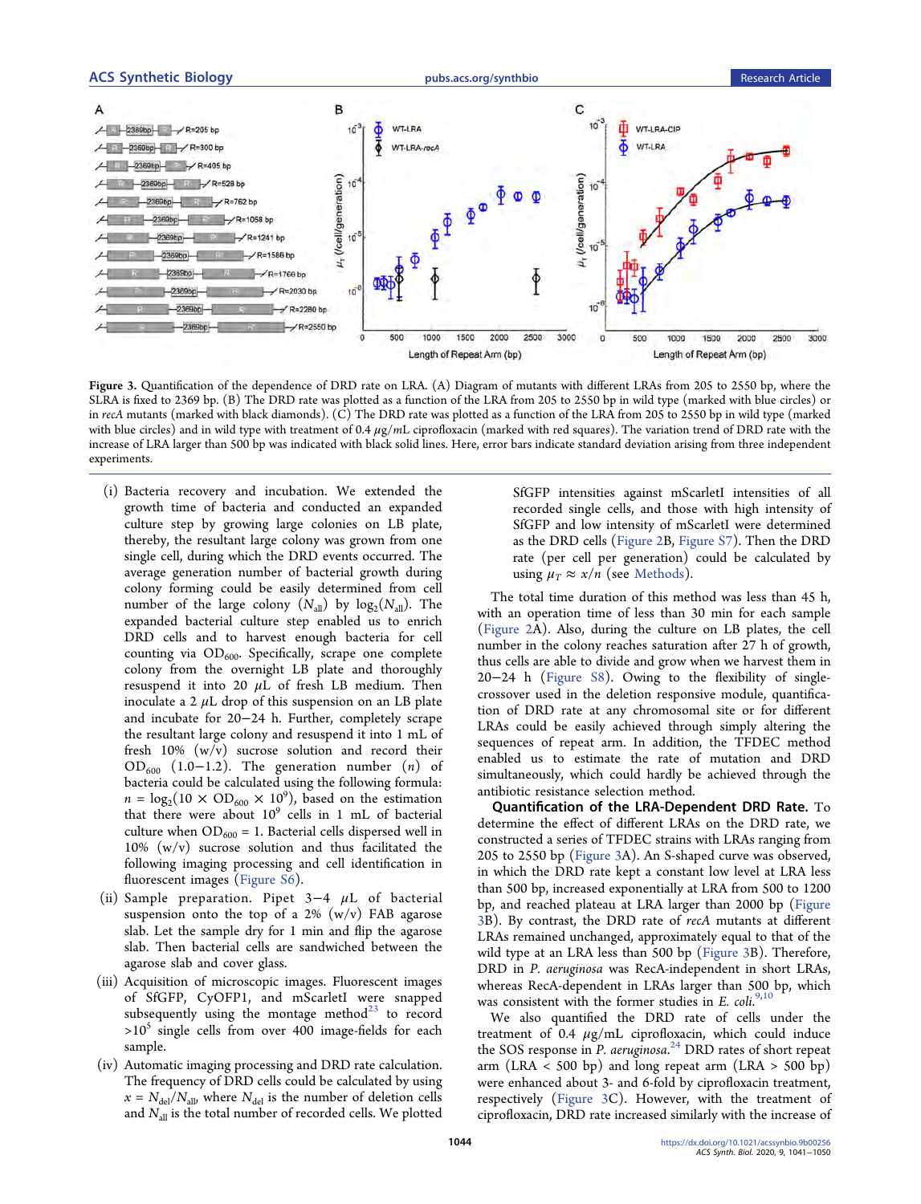**Figure 3.** Quantification of the dependence of DRD rate on LRA. (A) Diagram of mutants with different LRAs from 205 to 2550 bp, where the SLRA is fixed to 2369 bp. (B) The DRD rate was plotted as a function of the LRA from 205 to 2550 bp in wild type (marked with blue circles) or in *recA* mutants (marked with black diamonds). (C) The DRD rate was plotted as a function of the LRA from 205 to 2550 bp in wild type (marked with blue circles) and in wild type with treatment of 0.4 $\mu$g/mL ciprofloxacin (marked with red squares). The variation trend of DRD rate with the increase of LRA larger than 500 bp was indicated with black solid lines. Here, error bars indicate standard deviation arising from three independent experiments.

(i) Bacteria recovery and incubation. We extended the growth time of bacteria and conducted an expanded culture step by growing large colonies on LB plate, thereby, the resultant large colony was grown from one single cell, during which the DRD events occurred. The average generation number of bacterial growth during colony forming could be easily determined from cell number of the large colony ($N_{all}$) by $\log_2(N_{all})$. The expanded bacterial culture step enabled us to enrich DRD cells and to harvest enough bacteria for cell counting via $OD_{600}$. Specifically, scrape one complete colony from the overnight LB plate and thoroughly resuspend it into 20 $\mu$L of fresh LB medium. Then inoculate a 2 $\mu$L drop of this suspension on an LB plate and incubate for 20−24 h. Further, completely scrape the resultant large colony and resuspend it into 1 mL of fresh 10% (w/v) sucrose solution and record their $OD_{600}$ (1.0−1.2). The generation number ($n$) of bacteria could be calculated using the following formula: $n = \log_2(10 \times OD_{600} \times 10^9)$, based on the estimation that there were about $10^9$ cells in 1 mL of bacterial culture when $OD_{600} = 1$. Bacterial cells dispersed well in 10% (w/v) sucrose solution and thus facilitated the following imaging processing and cell identification in fluorescent images (Figure S6).

(ii) Sample preparation. Pipet 3−4 $\mu$L of bacterial suspension onto the top of a 2% (w/v) FAB agarose slab. Let the sample dry for 1 min and flip the agarose slab. Then bacterial cells are sandwiched between the agarose slab and cover glass.

(iii) Acquisition of microscopic images. Fluorescent images of SfGFP, CyOFP1, and mScarletI were snapped subsequently using the montage method[23] to record $>10^5$ single cells from over 400 image-fields for each sample.

(iv) Automatic imaging processing and DRD rate calculation. The frequency of DRD cells could be calculated by using $x = N_{del}/N_{all}$, where $N_{del}$ is the number of deletion cells and $N_{all}$ is the total number of recorded cells. We plotted SfGFP intensities against mScarletI intensities of all recorded single cells, and those with high intensity of SfGFP and low intensity of mScarletI were determined as the DRD cells (Figure 2B, Figure S7). Then the DRD rate (per cell per generation) could be calculated by using $\mu_T \approx x/n$ (see Methods).

The total time duration of this method was less than 45 h, with an operation time of less than 30 min for each sample (Figure 2A). Also, during the culture on LB plates, the cell number in the colony reaches saturation after 27 h of growth, thus cells are able to divide and grow when we harvest them in 20−24 h (Figure S8). Owing to the flexibility of single-crossover used in the deletion responsive module, quantification of DRD rate at any chromosomal site or for different LRAs could be easily achieved through by simply altering the sequences of repeat arm. In addition, the TFDEC method enabled us to estimate the rate of mutation and DRD simultaneously, which could hardly be achieved through the antibiotic resistance selection method.

**Quantification of the LRA-Dependent DRD Rate.** To determine the effect of different LRAs on the DRD rate, we constructed a series of TFDEC strains with LRAs ranging from 205 to 2550 bp (Figure 3A). An S-shaped curve was observed, in which the DRD rate kept a constant low level at LRA less than 500 bp, increased exponentially at LRA from 500 to 1200 bp, and reached plateau at LRA larger than 2000 bp (Figure 3B). By contrast, the DRD rate of *recA* mutants at different LRAs remained unchanged, approximately equal to that of the wild type at an LRA less than 500 bp (Figure 3B). Therefore, DRD in *P. aeruginosa* was RecA-independent in short LRAs, whereas RecA-dependent in LRAs larger than 500 bp, which was consistent with the former studies in *E. coli*.[9,10]

We also quantified the DRD rate of cells under the treatment of 0.4 $\mu$g/mL ciprofloxacin, which could induce the SOS response in *P. aeruginosa*.[24] DRD rates of short repeat arm (LRA < 500 bp) and long repeat arm (LRA > 500 bp) were enhanced about 3- and 6-fold by ciprofloxacin treatment, respectively (Figure 3C). However, with the treatment of ciprofloxacin, DRD rate increased similarly with the increase of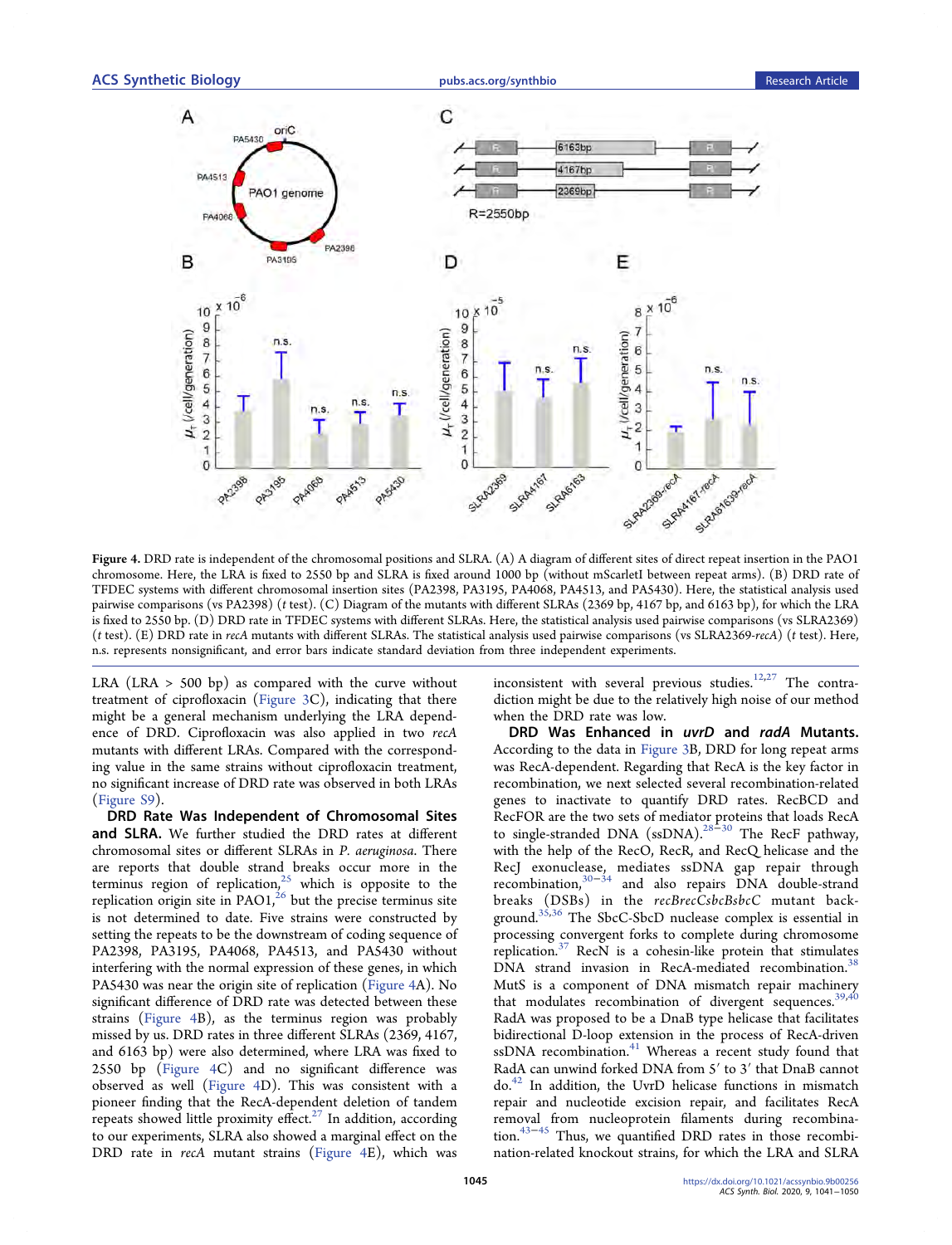Figure 4. DRD rate is independent of the chromosomal positions and SLRA. (A) A diagram of different sites of direct repeat insertion in the PAO1 chromosome. Here, the LRA is fixed to 2550 bp and SLRA is fixed around 1000 bp (without mScarletI between repeat arms). (B) DRD rate of TFDEC systems with different chromosomal insertion sites (PA2398, PA3195, PA4068, PA4513, and PA5430). Here, the statistical analysis used pairwise comparisons (vs PA2398) (*t* test). (C) Diagram of the mutants with different SLRAs (2369 bp, 4167 bp, and 6163 bp), for which the LRA is fixed to 2550 bp. (D) DRD rate in TFDEC systems with different SLRAs. Here, the statistical analysis used pairwise comparisons (vs SLRA2369) (*t* test). (E) DRD rate in *recA* mutants with different SLRAs. The statistical analysis used pairwise comparisons (vs SLRA2369-*recA*) (*t* test). Here, n.s. represents nonsignificant, and error bars indicate standard deviation from three independent experiments.

LRA (LRA > 500 bp) as compared with the curve without treatment of ciprofloxacin (Figure 3C), indicating that there might be a general mechanism underlying the LRA dependence of DRD. Ciprofloxacin was also applied in two *recA* mutants with different LRAs. Compared with the corresponding value in the same strains without ciprofloxacin treatment, no significant increase of DRD rate was observed in both LRAs (Figure S9).

**DRD Rate Was Independent of Chromosomal Sites and SLRA.** We further studied the DRD rates at different chromosomal sites or different SLRAs in *P. aeruginosa*. There are reports that double strand breaks occur more in the terminus region of replication,[25] which is opposite to the replication origin site in PAO1,[26] but the precise terminus site is not determined to date. Five strains were constructed by setting the repeats to be the downstream of coding sequence of PA2398, PA3195, PA4068, PA4513, and PA5430 without interfering with the normal expression of these genes, in which PA5430 was near the origin site of replication (Figure 4A). No significant difference of DRD rate was detected between these strains (Figure 4B), as the terminus region was probably missed by us. DRD rates in three different SLRAs (2369, 4167, and 6163 bp) were also determined, where LRA was fixed to 2550 bp (Figure 4C) and no significant difference was observed as well (Figure 4D). This was consistent with a pioneer finding that the RecA-dependent deletion of tandem repeats showed little proximity effect.[27] In addition, according to our experiments, SLRA also showed a marginal effect on the DRD rate in *recA* mutant strains (Figure 4E), which was inconsistent with several previous studies.[12,27] The contradiction might be due to the relatively high noise of our method when the DRD rate was low.

**DRD Was Enhanced in *uvrD* and *radA* Mutants.** According to the data in Figure 3B, DRD for long repeat arms was RecA-dependent. Regarding that RecA is the key factor in recombination, we next selected several recombination-related genes to inactivate to quantify DRD rates. RecBCD and RecFOR are the two sets of mediator proteins that loads RecA to single-stranded DNA (ssDNA).[28−30] The RecF pathway, with the help of the RecO, RecR, and RecQ helicase and the RecJ exonuclease, mediates ssDNA gap repair through recombination,[30−34] and also repairs DNA double-strand breaks (DSBs) in the *recBrecCsbcBsbcC* mutant background.[35,36] The SbcC-SbcD nuclease complex is essential in processing convergent forks to complete during chromosome replication.[37] RecN is a cohesin-like protein that stimulates DNA strand invasion in RecA-mediated recombination.[38] MutS is a component of DNA mismatch repair machinery that modulates recombination of divergent sequences.[39,40] RadA was proposed to be a DnaB type helicase that facilitates bidirectional D-loop extension in the process of RecA-driven ssDNA recombination.[41] Whereas a recent study found that RadA can unwind forked DNA from 5′ to 3′ that DnaB cannot do.[42] In addition, the UvrD helicase functions in mismatch repair and nucleotide excision repair, and facilitates RecA removal from nucleoprotein filaments during recombination.[43−45] Thus, we quantified DRD rates in those recombination-related knockout strains, for which the LRA and SLRA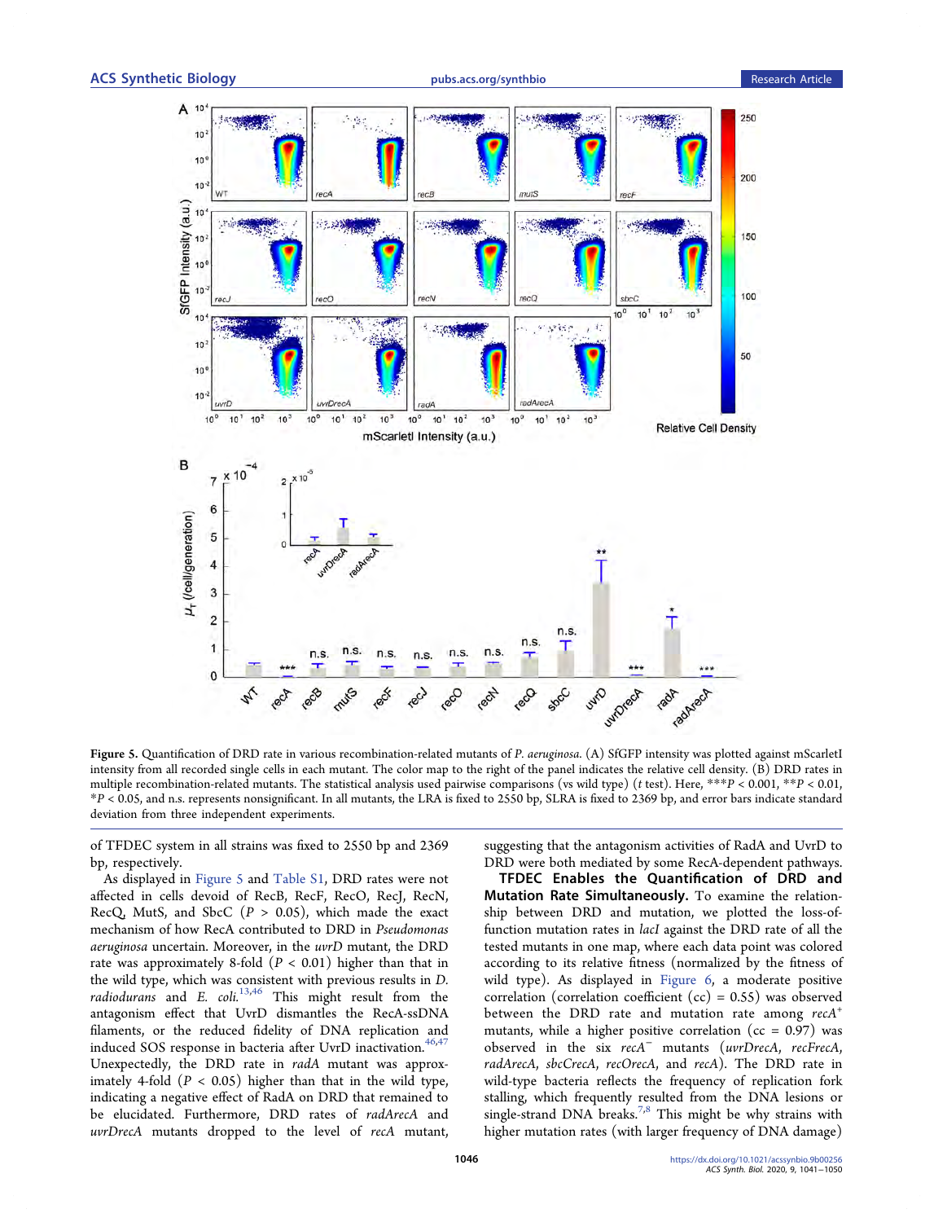Figure 5. Quantification of DRD rate in various recombination-related mutants of *P. aeruginosa*. (A) SfGFP intensity was plotted against mScarletI intensity from all recorded single cells in each mutant. The color map to the right of the panel indicates the relative cell density. (B) DRD rates in multiple recombination-related mutants. The statistical analysis used pairwise comparisons (vs wild type) (*t* test). Here, ***$P < 0.001$, **$P < 0.01$, *$P < 0.05$, and n.s. represents nonsignificant. In all mutants, the LRA is fixed to 2550 bp, SLRA is fixed to 2369 bp, and error bars indicate standard deviation from three independent experiments.

of TFDEC system in all strains was fixed to 2550 bp and 2369 bp, respectively.

As displayed in Figure 5 and Table S1, DRD rates were not affected in cells devoid of RecB, RecF, RecO, RecJ, RecN, RecQ, MutS, and SbcC ($P > 0.05$), which made the exact mechanism of how RecA contributed to DRD in *Pseudomonas aeruginosa* uncertain. Moreover, in the *uvrD* mutant, the DRD rate was approximately 8-fold ($P < 0.01$) higher than that in the wild type, which was consistent with previous results in *D. radiodurans* and *E. coli*.[13,46] This might result from the antagonism effect that UvrD dismantles the RecA-ssDNA filaments, or the reduced fidelity of DNA replication and induced SOS response in bacteria after UvrD inactivation.[46,47] Unexpectedly, the DRD rate in *radA* mutant was approximately 4-fold ($P < 0.05$) higher than that in the wild type, indicating a negative effect of RadA on DRD that remained to be elucidated. Furthermore, DRD rates of *radArecA* and *uvrDrecA* mutants dropped to the level of *recA* mutant, suggesting that the antagonism activities of RadA and UvrD to DRD were both mediated by some RecA-dependent pathways.

**TFDEC Enables the Quantification of DRD and Mutation Rate Simultaneously.** To examine the relationship between DRD and mutation, we plotted the loss-of-function mutation rates in *lacI* against the DRD rate of all the tested mutants in one map, where each data point was colored according to its relative fitness (normalized by the fitness of wild type). As displayed in Figure 6, a moderate positive correlation (correlation coefficient (cc) = 0.55) was observed between the DRD rate and mutation rate among *recA*$^+$ mutants, while a higher positive correlation (cc = 0.97) was observed in the six *recA*$^-$ mutants (*uvrDrecA*, *recFrecA*, *radArecA*, *sbcCrecA*, *recOrecA*, and *recA*). The DRD rate in wild-type bacteria reflects the frequency of replication fork stalling, which frequently resulted from the DNA lesions or single-strand DNA breaks.[7,8] This might be why strains with higher mutation rates (with larger frequency of DNA damage)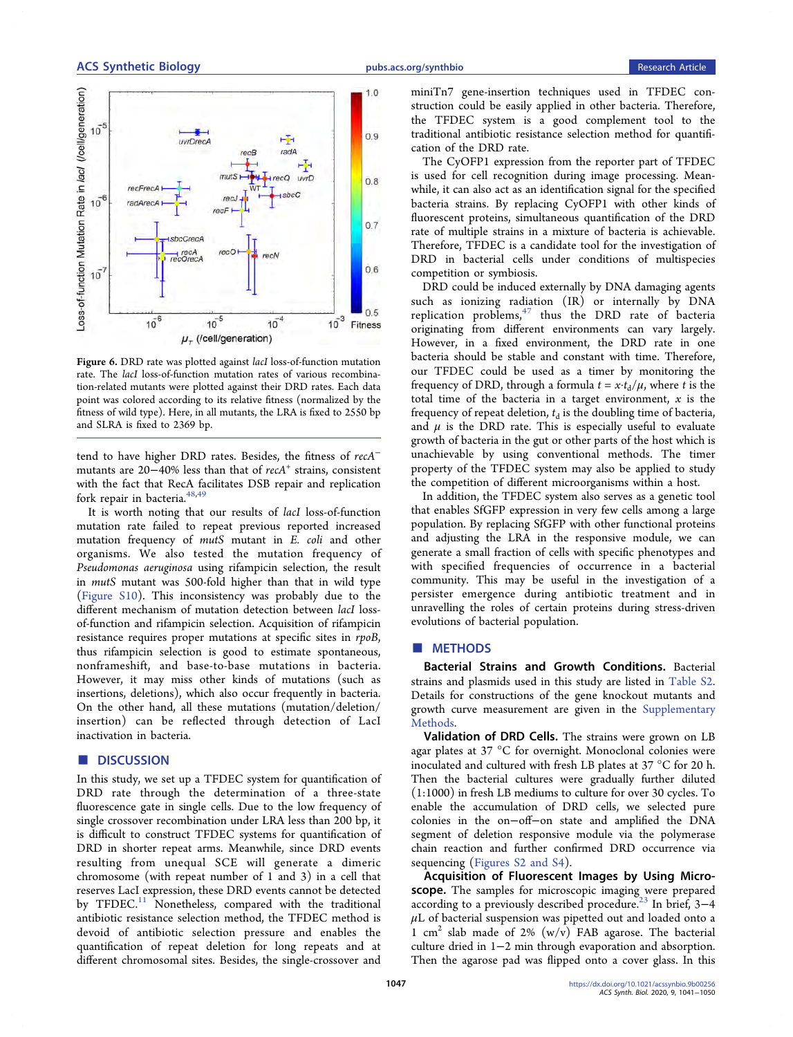Figure 6. DRD rate was plotted against *lacI* loss-of-function mutation rate. The *lacI* loss-of-function mutation rates of various recombination-related mutants were plotted against their DRD rates. Each data point was colored according to its relative fitness (normalized by the fitness of wild type). Here, in all mutants, the LRA is fixed to 2550 bp and SLRA is fixed to 2369 bp.

tend to have higher DRD rates. Besides, the fitness of *recA*$^-$ mutants are 20−40% less than that of *recA*$^+$ strains, consistent with the fact that RecA facilitates DSB repair and replication fork repair in bacteria.[48,49]

It is worth noting that our results of *lacI* loss-of-function mutation rate failed to repeat previous reported increased mutation frequency of *mutS* mutant in *E. coli* and other organisms. We also tested the mutation frequency of *Pseudomonas aeruginosa* using rifampicin selection, the result in *mutS* mutant was 500-fold higher than that in wild type (Figure S10). This inconsistency was probably due to the different mechanism of mutation detection between *lacI* loss-of-function and rifampicin selection. Acquisition of rifampicin resistance requires proper mutations at specific sites in *rpoB*, thus rifampicin selection is good to estimate spontaneous, nonframeshift, and base-to-base mutations in bacteria. However, it may miss other kinds of mutations (such as insertions, deletions), which also occur frequently in bacteria. On the other hand, all these mutations (mutation/deletion/insertion) can be reflected through detection of LacI inactivation in bacteria.

## DISCUSSION

In this study, we set up a TFDEC system for quantification of DRD rate through the determination of a three-state fluorescence gate in single cells. Due to the low frequency of single crossover recombination under LRA less than 200 bp, it is difficult to construct TFDEC systems for quantification of DRD in shorter repeat arms. Meanwhile, since DRD events resulting from unequal SCE will generate a dimeric chromosome (with repeat number of 1 and 3) in a cell that reserves LacI expression, these DRD events cannot be detected by TFDEC.[11] Nonetheless, compared with the traditional antibiotic resistance selection method, the TFDEC method is devoid of antibiotic selection pressure and enables the quantification of repeat deletion for long repeats and at different chromosomal sites. Besides, the single-crossover and miniTn7 gene-insertion techniques used in TFDEC construction could be easily applied in other bacteria. Therefore, the TFDEC system is a good complement tool to the traditional antibiotic resistance selection method for quantification of the DRD rate.

The CyOFP1 expression from the reporter part of TFDEC is used for cell recognition during image processing. Meanwhile, it can also act as an identification signal for the specified bacteria strains. By replacing CyOFP1 with other kinds of fluorescent proteins, simultaneous quantification of the DRD rate of multiple strains in a mixture of bacteria is achievable. Therefore, TFDEC is a candidate tool for the investigation of DRD in bacterial cells under conditions of multispecies competition or symbiosis.

DRD could be induced externally by DNA damaging agents such as ionizing radiation (IR) or internally by DNA replication problems,[47] thus the DRD rate of bacteria originating from different environments can vary largely. However, in a fixed environment, the DRD rate in one bacteria should be stable and constant with time. Therefore, our TFDEC could be used as a timer by monitoring the frequency of DRD, through a formula $t = x \cdot t_d/\mu$, where $t$ is the total time of the bacteria in a target environment, $x$ is the frequency of repeat deletion, $t_d$ is the doubling time of bacteria, and $\mu$ is the DRD rate. This is especially useful to evaluate growth of bacteria in the gut or other parts of the host which is unachievable by using conventional methods. The timer property of the TFDEC system may also be applied to study the competition of different microorganisms within a host.

In addition, the TFDEC system also serves as a genetic tool that enables SfGFP expression in very few cells among a large population. By replacing SfGFP with other functional proteins and adjusting the LRA in the responsive module, we can generate a small fraction of cells with specific phenotypes and with specified frequencies of occurrence in a bacterial community. This may be useful in the investigation of a persister emergence during antibiotic treatment and in unravelling the roles of certain proteins during stress-driven evolutions of bacterial population.

## METHODS

**Bacterial Strains and Growth Conditions.** Bacterial strains and plasmids used in this study are listed in Table S2. Details for constructions of the gene knockout mutants and growth curve measurement are given in the Supplementary Methods.

**Validation of DRD Cells.** The strains were grown on LB agar plates at 37 °C for overnight. Monoclonal colonies were inoculated and cultured with fresh LB plates at 37 °C for 20 h. Then the bacterial cultures were gradually further diluted (1:1000) in fresh LB mediums to culture for over 30 cycles. To enable the accumulation of DRD cells, we selected pure colonies in the on−off−on state and amplified the DNA segment of deletion responsive module via the polymerase chain reaction and further confirmed DRD occurrence via sequencing (Figures S2 and S4).

**Acquisition of Fluorescent Images by Using Microscope.** The samples for microscopic imaging were prepared according to a previously described procedure.[23] In brief, 3−4 μL of bacterial suspension was pipetted out and loaded onto a 1 cm$^2$ slab made of 2% (w/v) FAB agarose. The bacterial culture dried in 1−2 min through evaporation and absorption. Then the agarose pad was flipped onto a cover glass. In this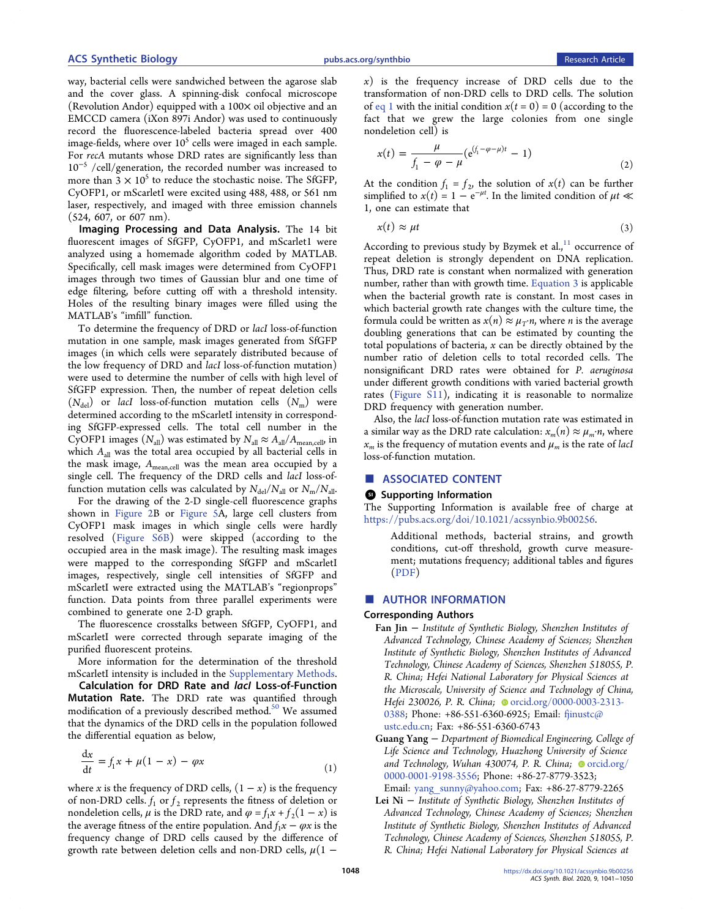way, bacterial cells were sandwiched between the agarose slab and the cover glass. A spinning-disk confocal microscope (Revolution Andor) equipped with a 100× oil objective and an EMCCD camera (iXon 897i Andor) was used to continuously record the fluorescence-labeled bacteria spread over 400 image-fields, where over $10^5$ cells were imaged in each sample. For *recA* mutants whose DRD rates are significantly less than $10^{-5}$ /cell/generation, the recorded number was increased to more than $3 \times 10^5$ to reduce the stochastic noise. The SfGFP, CyOFP1, or mScarletI were excited using 488, 488, or 561 nm laser, respectively, and imaged with three emission channels (524, 607, or 607 nm).

**Imaging Processing and Data Analysis.** The 14 bit fluorescent images of SfGFP, CyOFP1, and mScarlet1 were analyzed using a homemade algorithm coded by MATLAB. Specifically, cell mask images were determined from CyOFP1 images through two times of Gaussian blur and one time of edge filtering, before cutting off with a threshold intensity. Holes of the resulting binary images were filled using the MATLAB's "imfill" function.

To determine the frequency of DRD or *lacI* loss-of-function mutation in one sample, mask images generated from SfGFP images (in which cells were separately distributed because of the low frequency of DRD and *lacI* loss-of-function mutation) were used to determine the number of cells with high level of SfGFP expression. Then, the number of repeat deletion cells ($N_{del}$) or *lacI* loss-of-function mutation cells ($N_m$) were determined according to the mScarletI intensity in corresponding SfGFP-expressed cells. The total cell number in the CyOFP1 images ($N_{all}$) was estimated by $N_{all} \approx A_{all}/A_{mean,cell}$, in which $A_{all}$ was the total area occupied by all bacterial cells in the mask image, $A_{mean,cell}$ was the mean area occupied by a single cell. The frequency of the DRD cells and *lacI* loss-of-function mutation cells was calculated by $N_{del}/N_{all}$ or $N_m/N_{all}$.

For the drawing of the 2-D single-cell fluorescence graphs shown in Figure 2B or Figure 5A, large cell clusters from CyOFP1 mask images in which single cells were hardly resolved (Figure S6B) were skipped (according to the occupied area in the mask image). The resulting mask images were mapped to the corresponding SfGFP and mScarletI images, respectively, single cell intensities of SfGFP and mScarletI were extracted using the MATLAB's "regionprops" function. Data points from three parallel experiments were combined to generate one 2-D graph.

The fluorescence crosstalks between SfGFP, CyOFP1, and mScarletI were corrected through separate imaging of the purified fluorescent proteins.

More information for the determination of the threshold mScarletI intensity is included in the Supplementary Methods.

**Calculation for DRD Rate and *lacI* Loss-of-Function Mutation Rate.** The DRD rate was quantified through modification of a previously described method.[50] We assumed that the dynamics of the DRD cells in the population followed the differential equation as below,

$$\frac{dx}{dt} = f_1 x + \mu(1 - x) - \varphi x \tag{1}$$

where $x$ is the frequency of DRD cells, $(1 - x)$ is the frequency of non-DRD cells. $f_1$ or $f_2$ represents the fitness of deletion or nondeletion cells, $\mu$ is the DRD rate, and $\varphi = f_1 x + f_2(1 - x)$ is the average fitness of the entire population. And $f_1 x - \varphi x$ is the frequency change of DRD cells caused by the difference of growth rate between deletion cells and non-DRD cells, $\mu(1 - x)$ is the frequency increase of DRD cells due to the transformation of non-DRD cells to DRD cells. The solution of eq 1 with the initial condition $x(t = 0) = 0$ (according to the fact that we grew the large colonies from one single nondeletion cell) is

$$x(t) = \frac{\mu}{f_1 - \varphi - \mu}\left(e^{(f_1 - \varphi - \mu)t} - 1\right) \tag{2}$$

At the condition $f_1 = f_2$, the solution of $x(t)$ can be further simplified to $x(t) = 1 - e^{-\mu t}$. In the limited condition of $\mu t \ll 1$, one can estimate that

$$x(t) \approx \mu t \tag{3}$$

According to previous study by Bzymek et al.,[11] occurrence of repeat deletion is strongly dependent on DNA replication. Thus, DRD rate is constant when normalized with generation number, rather than with growth time. Equation 3 is applicable when the bacterial growth rate is constant. In most cases in which bacterial growth rate changes with the culture time, the formula could be written as $x(n) \approx \mu_T \cdot n$, where $n$ is the average doubling generations that can be estimated by counting the total populations of bacteria, $x$ can be directly obtained by the number ratio of deletion cells to total recorded cells. The nonsignificant DRD rates were obtained for *P. aeruginosa* under different growth conditions with varied bacterial growth rates (Figure S11), indicating it is reasonable to normalize DRD frequency with generation number.

Also, the *lacI* loss-of-function mutation rate was estimated in a similar way as the DRD rate calculation: $x_m(n) \approx \mu_m \cdot n$, where $x_m$ is the frequency of mutation events and $\mu_m$ is the rate of *lacI* loss-of-function mutation.

## ■ ASSOCIATED CONTENT

### Supporting Information

The Supporting Information is available free of charge at https://pubs.acs.org/doi/10.1021/acssynbio.9b00256.

> Additional methods, bacterial strains, and growth conditions, cut-off threshold, growth curve measurement; mutations frequency; additional tables and figures (PDF)

## ■ AUTHOR INFORMATION

### Corresponding Authors

**Fan Jin** − *Institute of Synthetic Biology, Shenzhen Institutes of Advanced Technology, Chinese Academy of Sciences; Shenzhen Institute of Synthetic Biology, Shenzhen Institutes of Advanced Technology, Chinese Academy of Sciences, Shenzhen 518055, P. R. China; Hefei National Laboratory for Physical Sciences at the Microscale, University of Science and Technology of China, Hefei 230026, P. R. China;* orcid.org/0000-0003-2313-0388; Phone: +86-551-6360-6925; Email: fjinustc@ustc.edu.cn; Fax: +86-551-6360-6743

**Guang Yang** − *Department of Biomedical Engineering, College of Life Science and Technology, Huazhong University of Science and Technology, Wuhan 430074, P. R. China;* orcid.org/0000-0001-9198-3556; Phone: +86-27-8779-3523; Email: yang_sunny@yahoo.com; Fax: +86-27-8779-2265

**Lei Ni** − *Institute of Synthetic Biology, Shenzhen Institutes of Advanced Technology, Chinese Academy of Sciences; Shenzhen Institute of Synthetic Biology, Shenzhen Institutes of Advanced Technology, Chinese Academy of Sciences, Shenzhen 518055, P. R. China; Hefei National Laboratory for Physical Sciences at*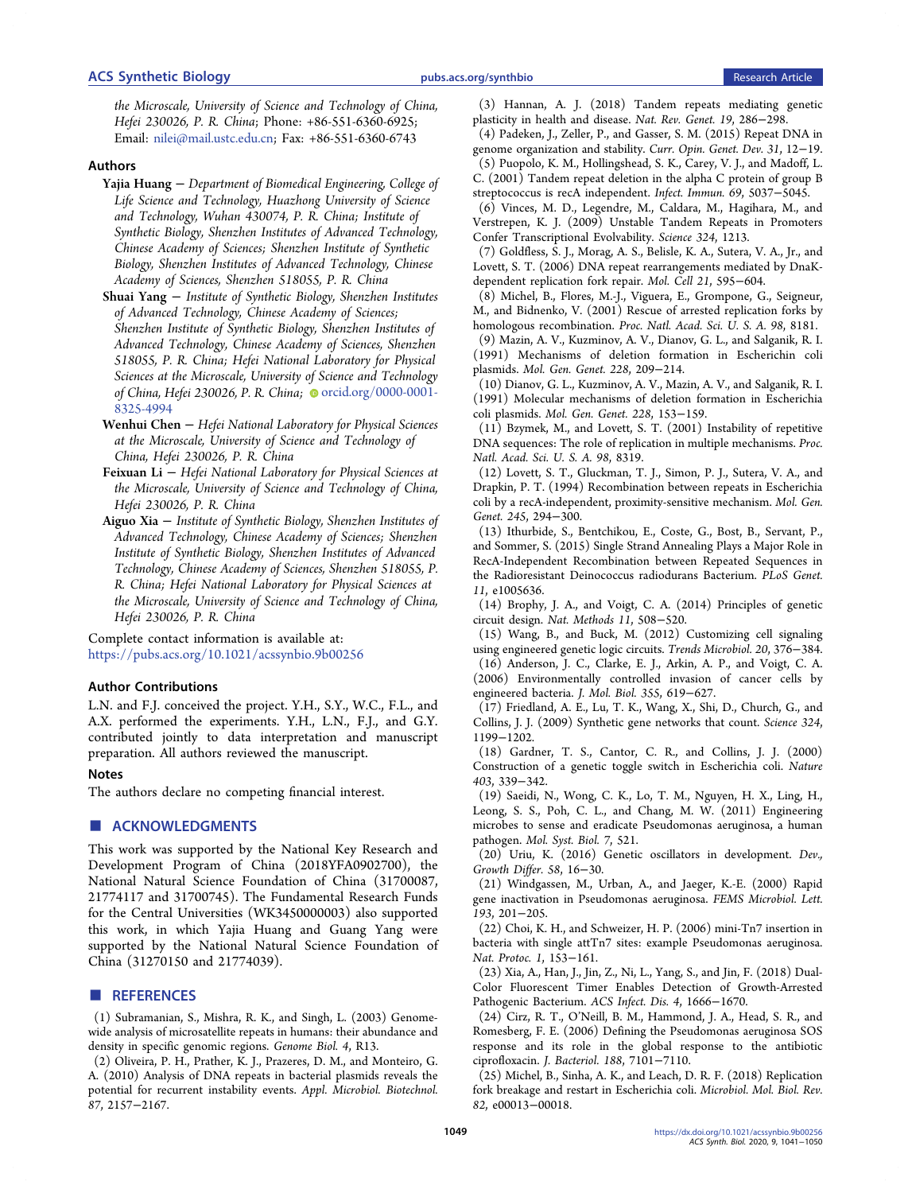the Microscale, University of Science and Technology of China, Hefei 230026, P. R. China; Phone: +86-551-6360-6925; Email: nilei@mail.ustc.edu.cn; Fax: +86-551-6360-6743

### Authors

**Yajia Huang** − *Department of Biomedical Engineering, College of Life Science and Technology, Huazhong University of Science and Technology, Wuhan 430074, P. R. China; Institute of Synthetic Biology, Shenzhen Institutes of Advanced Technology, Chinese Academy of Sciences; Shenzhen Institute of Synthetic Biology, Shenzhen Institutes of Advanced Technology, Chinese Academy of Sciences, Shenzhen 518055, P. R. China*

**Shuai Yang** − *Institute of Synthetic Biology, Shenzhen Institutes of Advanced Technology, Chinese Academy of Sciences; Shenzhen Institute of Synthetic Biology, Shenzhen Institutes of Advanced Technology, Chinese Academy of Sciences, Shenzhen 518055, P. R. China; Hefei National Laboratory for Physical Sciences at the Microscale, University of Science and Technology of China, Hefei 230026, P. R. China;* orcid.org/0000-0001-8325-4994

**Wenhui Chen** − *Hefei National Laboratory for Physical Sciences at the Microscale, University of Science and Technology of China, Hefei 230026, P. R. China*

**Feixuan Li** − *Hefei National Laboratory for Physical Sciences at the Microscale, University of Science and Technology of China, Hefei 230026, P. R. China*

**Aiguo Xia** − *Institute of Synthetic Biology, Shenzhen Institutes of Advanced Technology, Chinese Academy of Sciences; Shenzhen Institute of Synthetic Biology, Shenzhen Institutes of Advanced Technology, Chinese Academy of Sciences, Shenzhen 518055, P. R. China; Hefei National Laboratory for Physical Sciences at the Microscale, University of Science and Technology of China, Hefei 230026, P. R. China*

Complete contact information is available at: https://pubs.acs.org/10.1021/acssynbio.9b00256

### Author Contributions

L.N. and F.J. conceived the project. Y.H., S.Y., W.C., F.L., and A.X. performed the experiments. Y.H., L.N., F.J., and G.Y. contributed jointly to data interpretation and manuscript preparation. All authors reviewed the manuscript.

### Notes

The authors declare no competing financial interest.

## ■ ACKNOWLEDGMENTS

This work was supported by the National Key Research and Development Program of China (2018YFA0902700), the National Natural Science Foundation of China (31700087, 21774117 and 31700745). The Fundamental Research Funds for the Central Universities (WK3450000003) also supported this work, in which Yajia Huang and Guang Yang were supported by the National Natural Science Foundation of China (31270150 and 21774039).

## ■ REFERENCES

(1) Subramanian, S., Mishra, R. K., and Singh, L. (2003) Genome-wide analysis of microsatellite repeats in humans: their abundance and density in specific genomic regions. *Genome Biol. 4*, R13.

(2) Oliveira, P. H., Prather, K. J., Prazeres, D. M., and Monteiro, G. A. (2010) Analysis of DNA repeats in bacterial plasmids reveals the potential for recurrent instability events. *Appl. Microbiol. Biotechnol. 87*, 2157−2167.

(3) Hannan, A. J. (2018) Tandem repeats mediating genetic plasticity in health and disease. *Nat. Rev. Genet. 19*, 286−298.

(4) Padeken, J., Zeller, P., and Gasser, S. M. (2015) Repeat DNA in genome organization and stability. *Curr. Opin. Genet. Dev. 31*, 12−19.

(5) Puopolo, K. M., Hollingshead, S. K., Carey, V. J., and Madoff, L. C. (2001) Tandem repeat deletion in the alpha C protein of group B streptococcus is recA independent. *Infect. Immun. 69*, 5037−5045.

(6) Vinces, M. D., Legendre, M., Caldara, M., Hagihara, M., and Verstrepen, K. J. (2009) Unstable Tandem Repeats in Promoters Confer Transcriptional Evolvability. *Science 324*, 1213.

(7) Goldfless, S. J., Morag, A. S., Belisle, K. A., Sutera, V. A., Jr., and Lovett, S. T. (2006) DNA repeat rearrangements mediated by DnaK-dependent replication fork repair. *Mol. Cell 21*, 595−604.

(8) Michel, B., Flores, M.-J., Viguera, E., Grompone, G., Seigneur, M., and Bidnenko, V. (2001) Rescue of arrested replication forks by homologous recombination. *Proc. Natl. Acad. Sci. U. S. A. 98*, 8181.

(9) Mazin, A. V., Kuzminov, A. V., Dianov, G. L., and Salganik, R. I. (1991) Mechanisms of deletion formation in Escherichin coli plasmids. *Mol. Gen. Genet. 228*, 209−214.

(10) Dianov, G. L., Kuzminov, A. V., Mazin, A. V., and Salganik, R. I. (1991) Molecular mechanisms of deletion formation in Escherichia coli plasmids. *Mol. Gen. Genet. 228*, 153−159.

(11) Bzymek, M., and Lovett, S. T. (2001) Instability of repetitive DNA sequences: The role of replication in multiple mechanisms. *Proc. Natl. Acad. Sci. U. S. A. 98*, 8319.

(12) Lovett, S. T., Gluckman, T. J., Simon, P. J., Sutera, V. A., and Drapkin, P. T. (1994) Recombination between repeats in Escherichia coli by a recA-independent, proximity-sensitive mechanism. *Mol. Gen. Genet. 245*, 294−300.

(13) Ithurbide, S., Bentchikou, E., Coste, G., Bost, B., Servant, P., and Sommer, S. (2015) Single Strand Annealing Plays a Major Role in RecA-Independent Recombination between Repeated Sequences in the Radioresistant Deinococcus radiodurans Bacterium. *PLoS Genet. 11*, e1005636.

(14) Brophy, J. A., and Voigt, C. A. (2014) Principles of genetic circuit design. *Nat. Methods 11*, 508−520.

(15) Wang, B., and Buck, M. (2012) Customizing cell signaling using engineered genetic logic circuits. *Trends Microbiol. 20*, 376−384.

(16) Anderson, J. C., Clarke, E. J., Arkin, A. P., and Voigt, C. A. (2006) Environmentally controlled invasion of cancer cells by engineered bacteria. *J. Mol. Biol. 355*, 619−627.

(17) Friedland, A. E., Lu, T. K., Wang, X., Shi, D., Church, G., and Collins, J. J. (2009) Synthetic gene networks that count. *Science 324*, 1199−1202.

(18) Gardner, T. S., Cantor, C. R., and Collins, J. J. (2000) Construction of a genetic toggle switch in Escherichia coli. *Nature 403*, 339−342.

(19) Saeidi, N., Wong, C. K., Lo, T. M., Nguyen, H. X., Ling, H., Leong, S. S., Poh, C. L., and Chang, M. W. (2011) Engineering microbes to sense and eradicate Pseudomonas aeruginosa, a human pathogen. *Mol. Syst. Biol. 7*, 521.

(20) Uriu, K. (2016) Genetic oscillators in development. *Dev., Growth Differ. 58*, 16−30.

(21) Windgassen, M., Urban, A., and Jaeger, K.-E. (2000) Rapid gene inactivation in Pseudomonas aeruginosa. *FEMS Microbiol. Lett. 193*, 201−205.

(22) Choi, K. H., and Schweizer, H. P. (2006) mini-Tn7 insertion in bacteria with single attTn7 sites: example Pseudomonas aeruginosa. *Nat. Protoc. 1*, 153−161.

(23) Xia, A., Han, J., Jin, Z., Ni, L., Yang, S., and Jin, F. (2018) Dual-Color Fluorescent Timer Enables Detection of Growth-Arrested Pathogenic Bacterium. *ACS Infect. Dis. 4*, 1666−1670.

(24) Cirz, R. T., O'Neill, B. M., Hammond, J. A., Head, S. R., and Romesberg, F. E. (2006) Defining the Pseudomonas aeruginosa SOS response and its role in the global response to the antibiotic ciprofloxacin. *J. Bacteriol. 188*, 7101−7110.

(25) Michel, B., Sinha, A. K., and Leach, D. R. F. (2018) Replication fork breakage and restart in Escherichia coli. *Microbiol. Mol. Biol. Rev. 82*, e00013−00018.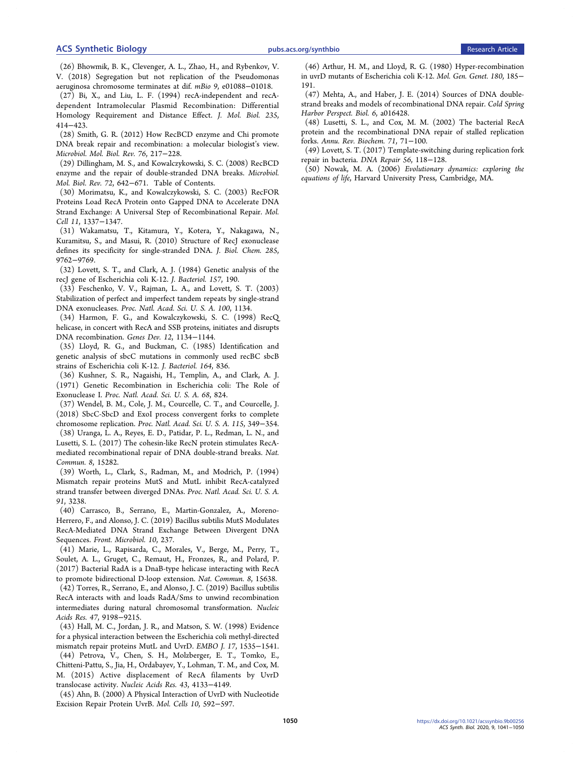(26) Bhowmik, B. K., Clevenger, A. L., Zhao, H., and Rybenkov, V. V. (2018) Segregation but not replication of the Pseudomonas aeruginosa chromosome terminates at dif. *mBio 9*, e01088−01018.

(27) Bi, X., and Liu, L. F. (1994) recA-independent and recA-dependent Intramolecular Plasmid Recombination: Differential Homology Requirement and Distance Effect. *J. Mol. Biol. 235*, 414−423.

(28) Smith, G. R. (2012) How RecBCD enzyme and Chi promote DNA break repair and recombination: a molecular biologist's view. *Microbiol. Mol. Biol. Rev. 76*, 217−228.

(29) Dillingham, M. S., and Kowalczykowski, S. C. (2008) RecBCD enzyme and the repair of double-stranded DNA breaks. *Microbiol. Mol. Biol. Rev. 72*, 642−671. Table of Contents.

(30) Morimatsu, K., and Kowalczykowski, S. C. (2003) RecFOR Proteins Load RecA Protein onto Gapped DNA to Accelerate DNA Strand Exchange: A Universal Step of Recombinational Repair. *Mol. Cell 11*, 1337−1347.

(31) Wakamatsu, T., Kitamura, Y., Kotera, Y., Nakagawa, N., Kuramitsu, S., and Masui, R. (2010) Structure of RecJ exonuclease defines its specificity for single-stranded DNA. *J. Biol. Chem. 285*, 9762−9769.

(32) Lovett, S. T., and Clark, A. J. (1984) Genetic analysis of the recJ gene of Escherichia coli K-12. *J. Bacteriol. 157*, 190.

(33) Feschenko, V. V., Rajman, L. A., and Lovett, S. T. (2003) Stabilization of perfect and imperfect tandem repeats by single-strand DNA exonucleases. *Proc. Natl. Acad. Sci. U. S. A. 100*, 1134.

(34) Harmon, F. G., and Kowalczykowski, S. C. (1998) RecQ helicase, in concert with RecA and SSB proteins, initiates and disrupts DNA recombination. *Genes Dev. 12*, 1134−1144.

(35) Lloyd, R. G., and Buckman, C. (1985) Identification and genetic analysis of sbcC mutations in commonly used recBC sbcB strains of Escherichia coli K-12. *J. Bacteriol. 164*, 836.

(36) Kushner, S. R., Nagaishi, H., Templin, A., and Clark, A. J. (1971) Genetic Recombination in Escherichia coli: The Role of Exonuclease I. *Proc. Natl. Acad. Sci. U. S. A. 68*, 824.

(37) Wendel, B. M., Cole, J. M., Courcelle, C. T., and Courcelle, J. (2018) SbcC-SbcD and ExoI process convergent forks to complete chromosome replication. *Proc. Natl. Acad. Sci. U. S. A. 115*, 349−354.

(38) Uranga, L. A., Reyes, E. D., Patidar, P. L., Redman, L. N., and Lusetti, S. L. (2017) The cohesin-like RecN protein stimulates RecA-mediated recombinational repair of DNA double-strand breaks. *Nat. Commun. 8*, 15282.

(39) Worth, L., Clark, S., Radman, M., and Modrich, P. (1994) Mismatch repair proteins MutS and MutL inhibit RecA-catalyzed strand transfer between diverged DNAs. *Proc. Natl. Acad. Sci. U. S. A. 91*, 3238.

(40) Carrasco, B., Serrano, E., Martin-Gonzalez, A., Moreno-Herrero, F., and Alonso, J. C. (2019) Bacillus subtilis MutS Modulates RecA-Mediated DNA Strand Exchange Between Divergent DNA Sequences. *Front. Microbiol. 10*, 237.

(41) Marie, L., Rapisarda, C., Morales, V., Berge, M., Perry, T., Soulet, A. L., Gruget, C., Remaut, H., Fronzes, R., and Polard, P. (2017) Bacterial RadA is a DnaB-type helicase interacting with RecA to promote bidirectional D-loop extension. *Nat. Commun. 8*, 15638.

(42) Torres, R., Serrano, E., and Alonso, J. C. (2019) Bacillus subtilis RecA interacts with and loads RadA/Sms to unwind recombination intermediates during natural chromosomal transformation. *Nucleic Acids Res. 47*, 9198−9215.

(43) Hall, M. C., Jordan, J. R., and Matson, S. W. (1998) Evidence for a physical interaction between the Escherichia coli methyl-directed mismatch repair proteins MutL and UvrD. *EMBO J. 17*, 1535−1541.

(44) Petrova, V., Chen, S. H., Molzberger, E. T., Tomko, E., Chitteni-Pattu, S., Jia, H., Ordabayev, Y., Lohman, T. M., and Cox, M. M. (2015) Active displacement of RecA filaments by UvrD translocase activity. *Nucleic Acids Res. 43*, 4133−4149.

(45) Ahn, B. (2000) A Physical Interaction of UvrD with Nucleotide Excision Repair Protein UvrB. *Mol. Cells 10*, 592−597.

(46) Arthur, H. M., and Lloyd, R. G. (1980) Hyper-recombination in uvrD mutants of Escherichia coli K-12. *Mol. Gen. Genet. 180*, 185−191.

(47) Mehta, A., and Haber, J. E. (2014) Sources of DNA double-strand breaks and models of recombinational DNA repair. *Cold Spring Harbor Perspect. Biol. 6*, a016428.

(48) Lusetti, S. L., and Cox, M. M. (2002) The bacterial RecA protein and the recombinational DNA repair of stalled replication forks. *Annu. Rev. Biochem. 71*, 71−100.

(49) Lovett, S. T. (2017) Template-switching during replication fork repair in bacteria. *DNA Repair 56*, 118−128.

(50) Nowak, M. A. (2006) *Evolutionary dynamics: exploring the equations of life*, Harvard University Press, Cambridge, MA.